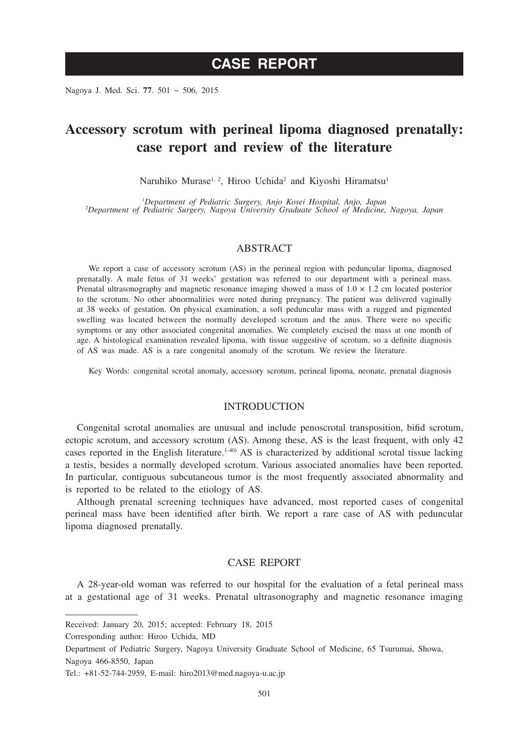## CASE REPORT

# Accessory scrotum with perineal lipoma diagnosed prenatally: case report and review of the literature

Naruhiko Murase[1,2], Hiroo Uchida[2] and Kiyoshi Hiramatsu[1]

[1]*Department of Pediatric Surgery, Anjo Kosei Hospital, Anjo, Japan*
[2]*Department of Pediatric Surgery, Nagoya University Graduate School of Medicine, Nagoya, Japan*

## ABSTRACT

We report a case of accessory scrotum (AS) in the perineal region with peduncular lipoma, diagnosed prenatally. A male fetus of 31 weeks' gestation was referred to our department with a perineal mass. Prenatal ultrasonography and magnetic resonance imaging showed a mass of 1.0 × 1.2 cm located posterior to the scrotum. No other abnormalities were noted during pregnancy. The patient was delivered vaginally at 38 weeks of gestation. On physical examination, a soft peduncular mass with a rugged and pigmented swelling was located between the normally developed scrotum and the anus. There were no specific symptoms or any other associated congenital anomalies. We completely excised the mass at one month of age. A histological examination revealed lipoma, with tissue suggestive of scrotum, so a definite diagnosis of AS was made. AS is a rare congenital anomaly of the scrotum. We review the literature.

Key Words: congenital scrotal anomaly, accessory scrotum, perineal lipoma, neonate, prenatal diagnosis

## INTRODUCTION

Congenital scrotal anomalies are unusual and include penoscrotal transposition, bifid scrotum, ectopic scrotum, and accessory scrotum (AS). Among these, AS is the least frequent, with only 42 cases reported in the English literature.[1-40] AS is characterized by additional scrotal tissue lacking a testis, besides a normally developed scrotum. Various associated anomalies have been reported. In particular, contiguous subcutaneous tumor is the most frequently associated abnormality and is reported to be related to the etiology of AS.

Although prenatal screening techniques have advanced, most reported cases of congenital perineal mass have been identified after birth. We report a rare case of AS with peduncular lipoma diagnosed prenatally.

## CASE REPORT

A 28-year-old woman was referred to our hospital for the evaluation of a fetal perineal mass at a gestational age of 31 weeks. Prenatal ultrasonography and magnetic resonance imaging

---

Received: January 20, 2015; accepted: February 18, 2015

Corresponding author: Hiroo Uchida, MD

Department of Pediatric Surgery, Nagoya University Graduate School of Medicine, 65 Tsurumai, Showa, Nagoya 466-8550, Japan

Tel.: +81-52-744-2959, E-mail: hiro2013@med.nagoya-u.ac.jp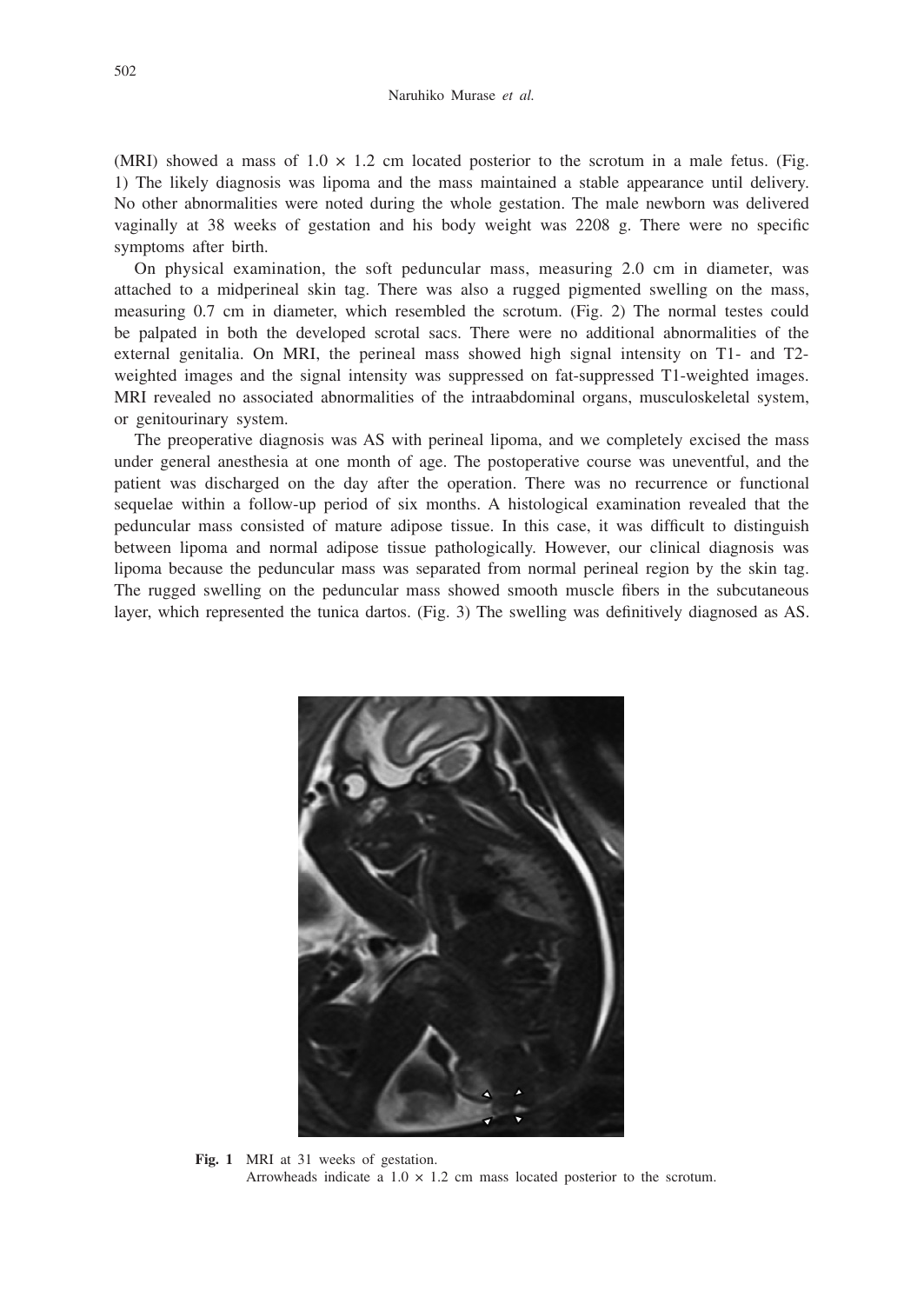(MRI) showed a mass of 1.0 × 1.2 cm located posterior to the scrotum in a male fetus. (Fig. 1) The likely diagnosis was lipoma and the mass maintained a stable appearance until delivery. No other abnormalities were noted during the whole gestation. The male newborn was delivered vaginally at 38 weeks of gestation and his body weight was 2208 g. There were no specific symptoms after birth.

On physical examination, the soft peduncular mass, measuring 2.0 cm in diameter, was attached to a midperineal skin tag. There was also a rugged pigmented swelling on the mass, measuring 0.7 cm in diameter, which resembled the scrotum. (Fig. 2) The normal testes could be palpated in both the developed scrotal sacs. There were no additional abnormalities of the external genitalia. On MRI, the perineal mass showed high signal intensity on T1- and T2-weighted images and the signal intensity was suppressed on fat-suppressed T1-weighted images. MRI revealed no associated abnormalities of the intraabdominal organs, musculoskeletal system, or genitourinary system.

The preoperative diagnosis was AS with perineal lipoma, and we completely excised the mass under general anesthesia at one month of age. The postoperative course was uneventful, and the patient was discharged on the day after the operation. There was no recurrence or functional sequelae within a follow-up period of six months. A histological examination revealed that the peduncular mass consisted of mature adipose tissue. In this case, it was difficult to distinguish between lipoma and normal adipose tissue pathologically. However, our clinical diagnosis was lipoma because the peduncular mass was separated from normal perineal region by the skin tag. The rugged swelling on the peduncular mass showed smooth muscle fibers in the subcutaneous layer, which represented the tunica dartos. (Fig. 3) The swelling was definitively diagnosed as AS.

**Fig. 1** MRI at 31 weeks of gestation.
Arrowheads indicate a 1.0 × 1.2 cm mass located posterior to the scrotum.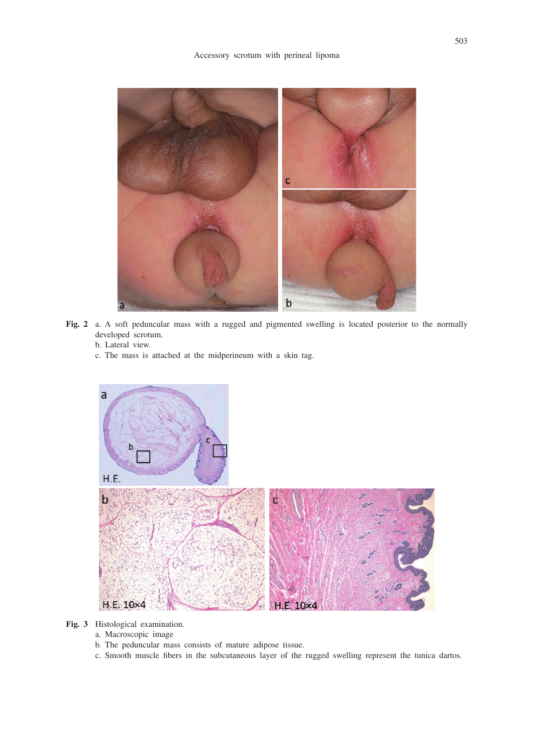**Fig. 2** a. A soft peduncular mass with a rugged and pigmented swelling is located posterior to the normally developed scrotum.
b. Lateral view.
c. The mass is attached at the midperineum with a skin tag.

**Fig. 3** Histological examination.
a. Macroscopic image
b. The peduncular mass consists of mature adipose tissue.
c. Smooth muscle fibers in the subcutaneous layer of the rugged swelling represent the tunica dartos.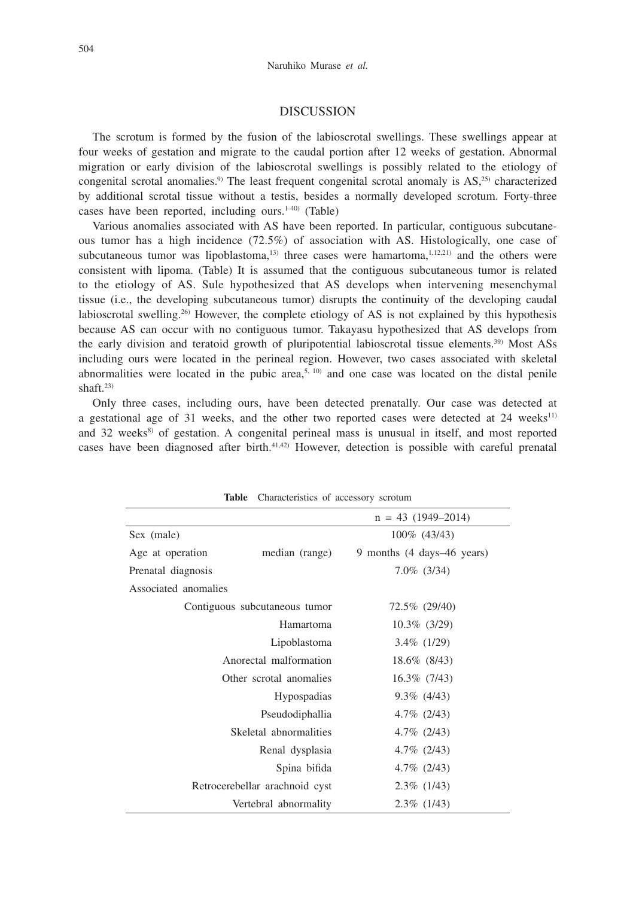## DISCUSSION

The scrotum is formed by the fusion of the labioscrotal swellings. These swellings appear at four weeks of gestation and migrate to the caudal portion after 12 weeks of gestation. Abnormal migration or early division of the labioscrotal swellings is possibly related to the etiology of congenital scrotal anomalies.[9] The least frequent congenital scrotal anomaly is AS,[25] characterized by additional scrotal tissue without a testis, besides a normally developed scrotum. Forty-three cases have been reported, including ours.[1-40] (Table)

Various anomalies associated with AS have been reported. In particular, contiguous subcutaneous tumor has a high incidence (72.5%) of association with AS. Histologically, one case of subcutaneous tumor was lipoblastoma,[13] three cases were hamartoma,[1,12,21] and the others were consistent with lipoma. (Table) It is assumed that the contiguous subcutaneous tumor is related to the etiology of AS. Sule hypothesized that AS develops when intervening mesenchymal tissue (i.e., the developing subcutaneous tumor) disrupts the continuity of the developing caudal labioscrotal swelling.[26] However, the complete etiology of AS is not explained by this hypothesis because AS can occur with no contiguous tumor. Takayasu hypothesized that AS develops from the early division and teratoid growth of pluripotential labioscrotal tissue elements.[39] Most ASs including ours were located in the perineal region. However, two cases associated with skeletal abnormalities were located in the pubic area,[5, 10] and one case was located on the distal penile shaft.[23]

Only three cases, including ours, have been detected prenatally. Our case was detected at a gestational age of 31 weeks, and the other two reported cases were detected at 24 weeks[11] and 32 weeks[8] of gestation. A congenital perineal mass is unusual in itself, and most reported cases have been diagnosed after birth.[41,42] However, detection is possible with careful prenatal

**Table** Characteristics of accessory scrotum

| | | n = 43 (1949–2014) |
|---|---|---|
| Sex (male) | | 100% (43/43) |
| Age at operation | median (range) | 9 months (4 days–46 years) |
| Prenatal diagnosis | | 7.0% (3/34) |
| Associated anomalies | | |
| Contiguous subcutaneous tumor | | 72.5% (29/40) |
| Hamartoma | | 10.3% (3/29) |
| Lipoblastoma | | 3.4% (1/29) |
| Anorectal malformation | | 18.6% (8/43) |
| Other scrotal anomalies | | 16.3% (7/43) |
| Hypospadias | | 9.3% (4/43) |
| Pseudodiphallia | | 4.7% (2/43) |
| Skeletal abnormalities | | 4.7% (2/43) |
| Renal dysplasia | | 4.7% (2/43) |
| Spina bifida | | 4.7% (2/43) |
| Retrocerebellar arachnoid cyst | | 2.3% (1/43) |
| Vertebral abnormality | | 2.3% (1/43) |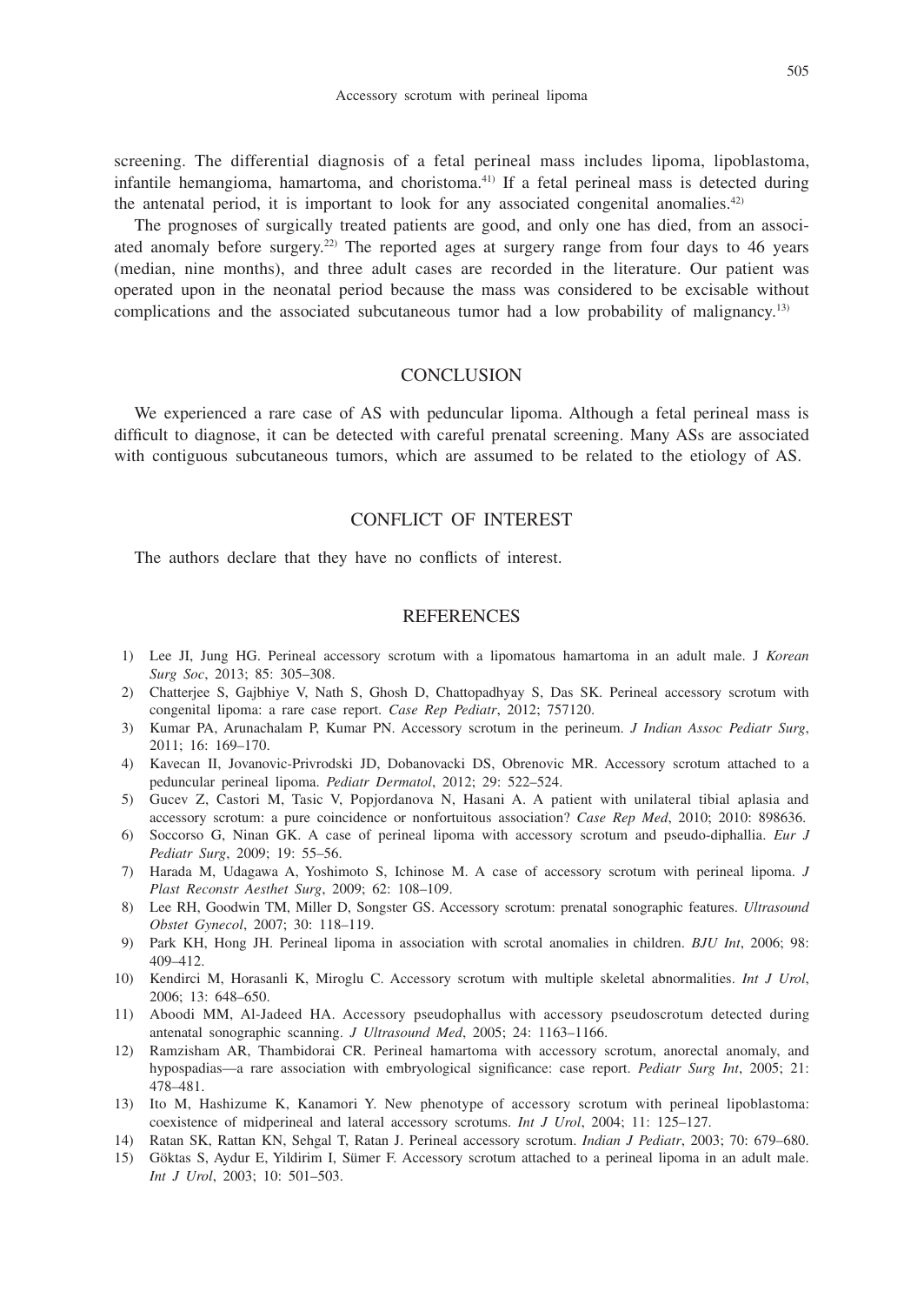screening. The differential diagnosis of a fetal perineal mass includes lipoma, lipoblastoma, infantile hemangioma, hamartoma, and choristoma.[41] If a fetal perineal mass is detected during the antenatal period, it is important to look for any associated congenital anomalies.[42]

The prognoses of surgically treated patients are good, and only one has died, from an associated anomaly before surgery.[22] The reported ages at surgery range from four days to 46 years (median, nine months), and three adult cases are recorded in the literature. Our patient was operated upon in the neonatal period because the mass was considered to be excisable without complications and the associated subcutaneous tumor had a low probability of malignancy.[13]

## CONCLUSION

We experienced a rare case of AS with peduncular lipoma. Although a fetal perineal mass is difficult to diagnose, it can be detected with careful prenatal screening. Many ASs are associated with contiguous subcutaneous tumors, which are assumed to be related to the etiology of AS.

## CONFLICT OF INTEREST

The authors declare that they have no conflicts of interest.

## REFERENCES

1) Lee JI, Jung HG. Perineal accessory scrotum with a lipomatous hamartoma in an adult male. J *Korean Surg Soc*, 2013; 85: 305–308.
2) Chatterjee S, Gajbhiye V, Nath S, Ghosh D, Chattopadhyay S, Das SK. Perineal accessory scrotum with congenital lipoma: a rare case report. *Case Rep Pediatr*, 2012; 757120.
3) Kumar PA, Arunachalam P, Kumar PN. Accessory scrotum in the perineum. *J Indian Assoc Pediatr Surg*, 2011; 16: 169–170.
4) Kavecan II, Jovanovic-Privrodski JD, Dobanovacki DS, Obrenovic MR. Accessory scrotum attached to a peduncular perineal lipoma. *Pediatr Dermatol*, 2012; 29: 522–524.
5) Gucev Z, Castori M, Tasic V, Popjordanova N, Hasani A. A patient with unilateral tibial aplasia and accessory scrotum: a pure coincidence or nonfortuitous association? *Case Rep Med*, 2010; 2010: 898636.
6) Soccorso G, Ninan GK. A case of perineal lipoma with accessory scrotum and pseudo-diphallia. *Eur J Pediatr Surg*, 2009; 19: 55–56.
7) Harada M, Udagawa A, Yoshimoto S, Ichinose M. A case of accessory scrotum with perineal lipoma. *J Plast Reconstr Aesthet Surg*, 2009; 62: 108–109.
8) Lee RH, Goodwin TM, Miller D, Songster GS. Accessory scrotum: prenatal sonographic features. *Ultrasound Obstet Gynecol*, 2007; 30: 118–119.
9) Park KH, Hong JH. Perineal lipoma in association with scrotal anomalies in children. *BJU Int*, 2006; 98: 409–412.
10) Kendirci M, Horasanli K, Miroglu C. Accessory scrotum with multiple skeletal abnormalities. *Int J Urol*, 2006; 13: 648–650.
11) Aboodi MM, Al-Jadeed HA. Accessory pseudophallus with accessory pseudoscrotum detected during antenatal sonographic scanning. *J Ultrasound Med*, 2005; 24: 1163–1166.
12) Ramzisham AR, Thambidorai CR. Perineal hamartoma with accessory scrotum, anorectal anomaly, and hypospadias—a rare association with embryological significance: case report. *Pediatr Surg Int*, 2005; 21: 478–481.
13) Ito M, Hashizume K, Kanamori Y. New phenotype of accessory scrotum with perineal lipoblastoma: coexistence of midperineal and lateral accessory scrotums. *Int J Urol*, 2004; 11: 125–127.
14) Ratan SK, Rattan KN, Sehgal T, Ratan J. Perineal accessory scrotum. *Indian J Pediatr*, 2003; 70: 679–680.
15) Göktas S, Aydur E, Yildirim I, Sümer F. Accessory scrotum attached to a perineal lipoma in an adult male. *Int J Urol*, 2003; 10: 501–503.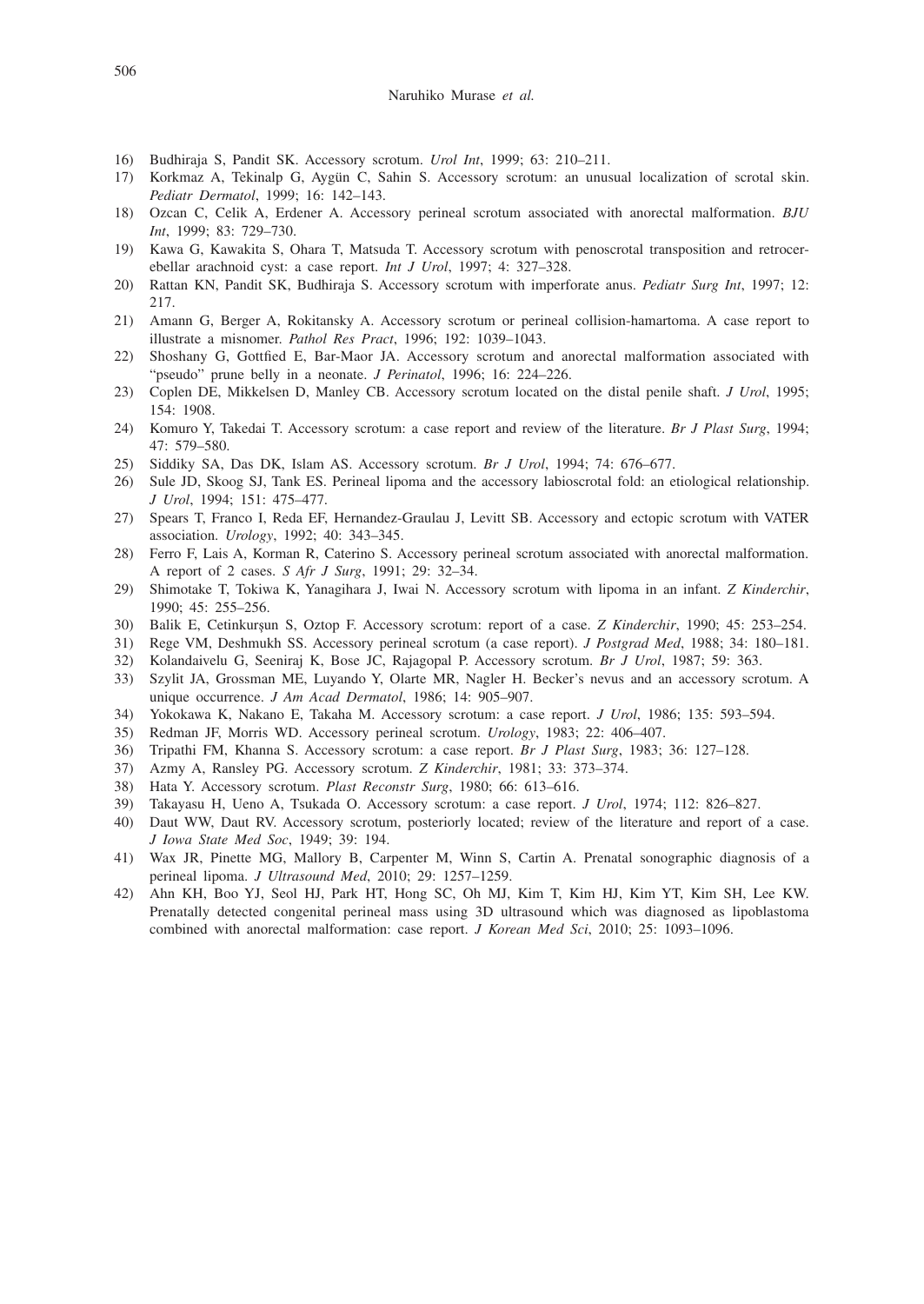16) Budhiraja S, Pandit SK. Accessory scrotum. *Urol Int*, 1999; 63: 210–211.
17) Korkmaz A, Tekinalp G, Aygün C, Sahin S. Accessory scrotum: an unusual localization of scrotal skin. *Pediatr Dermatol*, 1999; 16: 142–143.
18) Ozcan C, Celik A, Erdener A. Accessory perineal scrotum associated with anorectal malformation. *BJU Int*, 1999; 83: 729–730.
19) Kawa G, Kawakita S, Ohara T, Matsuda T. Accessory scrotum with penoscrotal transposition and retrocerebellar arachnoid cyst: a case report. *Int J Urol*, 1997; 4: 327–328.
20) Rattan KN, Pandit SK, Budhiraja S. Accessory scrotum with imperforate anus. *Pediatr Surg Int*, 1997; 12: 217.
21) Amann G, Berger A, Rokitansky A. Accessory scrotum or perineal collision-hamartoma. A case report to illustrate a misnomer. *Pathol Res Pract*, 1996; 192: 1039–1043.
22) Shoshany G, Gottfied E, Bar-Maor JA. Accessory scrotum and anorectal malformation associated with "pseudo" prune belly in a neonate. *J Perinatol*, 1996; 16: 224–226.
23) Coplen DE, Mikkelsen D, Manley CB. Accessory scrotum located on the distal penile shaft. *J Urol*, 1995; 154: 1908.
24) Komuro Y, Takedai T. Accessory scrotum: a case report and review of the literature. *Br J Plast Surg*, 1994; 47: 579–580.
25) Siddiky SA, Das DK, Islam AS. Accessory scrotum. *Br J Urol*, 1994; 74: 676–677.
26) Sule JD, Skoog SJ, Tank ES. Perineal lipoma and the accessory labioscrotal fold: an etiological relationship. *J Urol*, 1994; 151: 475–477.
27) Spears T, Franco I, Reda EF, Hernandez-Graulau J, Levitt SB. Accessory and ectopic scrotum with VATER association. *Urology*, 1992; 40: 343–345.
28) Ferro F, Lais A, Korman R, Caterino S. Accessory perineal scrotum associated with anorectal malformation. A report of 2 cases. *S Afr J Surg*, 1991; 29: 32–34.
29) Shimotake T, Tokiwa K, Yanagihara J, Iwai N. Accessory scrotum with lipoma in an infant. *Z Kinderchir*, 1990; 45: 255–256.
30) Balik E, Cetinkurşun S, Oztop F. Accessory scrotum: report of a case. *Z Kinderchir*, 1990; 45: 253–254.
31) Rege VM, Deshmukh SS. Accessory perineal scrotum (a case report). *J Postgrad Med*, 1988; 34: 180–181.
32) Kolandaivelu G, Seeniraj K, Bose JC, Rajagopal P. Accessory scrotum. *Br J Urol*, 1987; 59: 363.
33) Szylit JA, Grossman ME, Luyando Y, Olarte MR, Nagler H. Becker's nevus and an accessory scrotum. A unique occurrence. *J Am Acad Dermatol*, 1986; 14: 905–907.
34) Yokokawa K, Nakano E, Takaha M. Accessory scrotum: a case report. *J Urol*, 1986; 135: 593–594.
35) Redman JF, Morris WD. Accessory perineal scrotum. *Urology*, 1983; 22: 406–407.
36) Tripathi FM, Khanna S. Accessory scrotum: a case report. *Br J Plast Surg*, 1983; 36: 127–128.
37) Azmy A, Ransley PG. Accessory scrotum. *Z Kinderchir*, 1981; 33: 373–374.
38) Hata Y. Accessory scrotum. *Plast Reconstr Surg*, 1980; 66: 613–616.
39) Takayasu H, Ueno A, Tsukada O. Accessory scrotum: a case report. *J Urol*, 1974; 112: 826–827.
40) Daut WW, Daut RV. Accessory scrotum, posteriorly located; review of the literature and report of a case. *J Iowa State Med Soc*, 1949; 39: 194.
41) Wax JR, Pinette MG, Mallory B, Carpenter M, Winn S, Cartin A. Prenatal sonographic diagnosis of a perineal lipoma. *J Ultrasound Med*, 2010; 29: 1257–1259.
42) Ahn KH, Boo YJ, Seol HJ, Park HT, Hong SC, Oh MJ, Kim T, Kim HJ, Kim YT, Kim SH, Lee KW. Prenatally detected congenital perineal mass using 3D ultrasound which was diagnosed as lipoblastoma combined with anorectal malformation: case report. *J Korean Med Sci*, 2010; 25: 1093–1096.